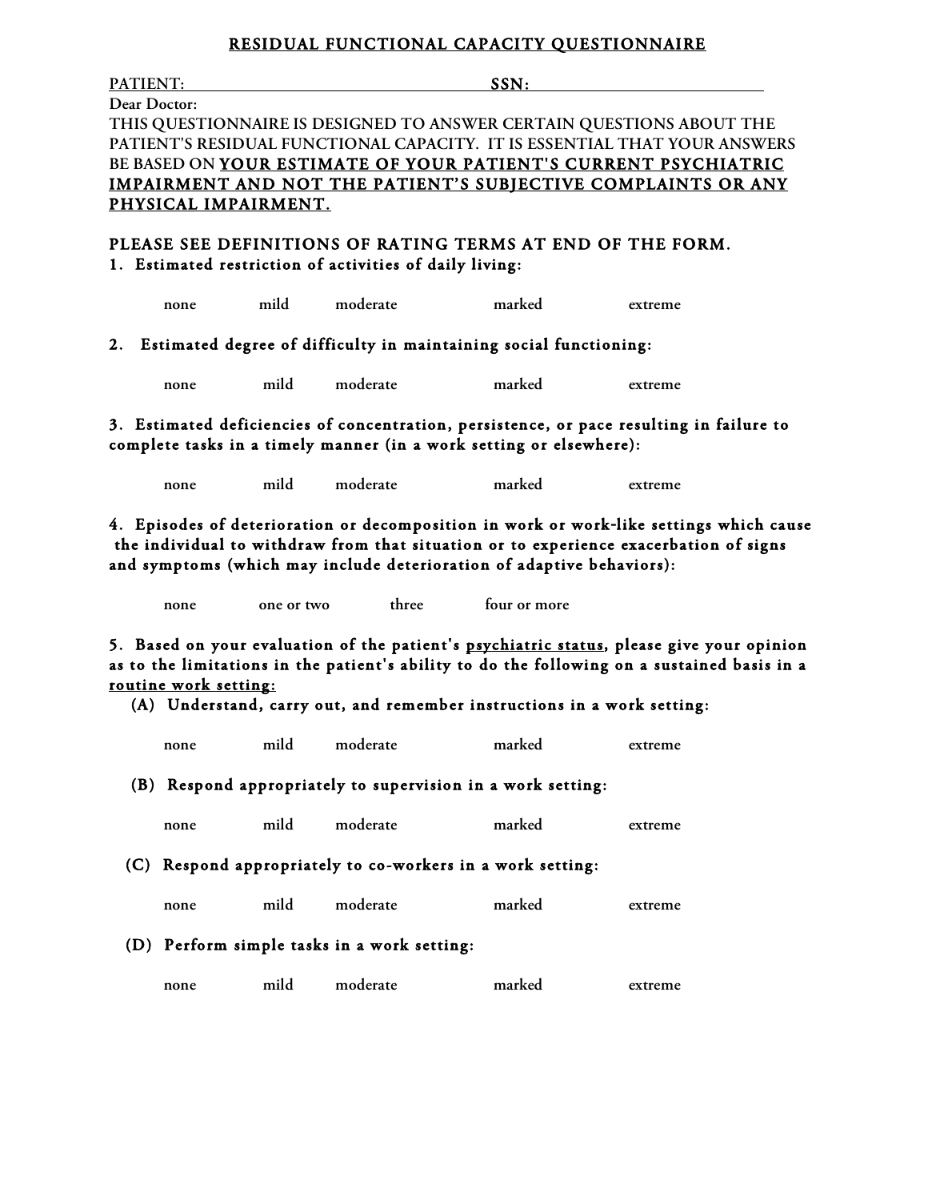# RESIDUAL FUNCTIONAL CAPACITY QUESTIONNAIRE

**PATIENT:** \_\_\_\_\_\_\_\_\_\_\_\_\_\_\_\_\_\_\_\_\_\_\_\_\_\_\_\_\_\_\_\_ **SSN:** \_\_\_\_\_\_\_\_\_\_\_\_\_\_\_\_\_\_\_\_\_\_\_\_\_\_

**Dear Doctor:**

THIS QUESTIONNAIRE IS DESIGNED TO ANSWER CERTAIN QUESTIONS ABOUT THE PATIENT'S RESIDUAL FUNCTIONAL CAPACITY. IT IS ESSENTIAL THAT YOUR ANSWERS BE BASED ON **<u>YOUR ESTIMATE OF YOUR PATIENT'S CURRENT PSYCHIATRIC IMPAIRMENT AND NOT THE PATIENT'S SUBJECTIVE COMPLAINTS OR ANY PHYSICAL IMPAIRMENT.</u>**

**PLEASE SEE DEFINITIONS OF RATING TERMS AT END OF THE FORM.**

**1. Estimated restriction of activities of daily living:**

none mild moderate marked extreme

**2. Estimated degree of difficulty in maintaining social functioning:**

none mild moderate marked extreme

**3. Estimated deficiencies of concentration, persistence, or pace resulting in failure to complete tasks in a timely manner (in a work setting or elsewhere):**

none mild moderate marked extreme

**4. Episodes of deterioration or decomposition in work or work-like settings which cause the individual to withdraw from that situation or to experience exacerbation of signs and symptoms (which may include deterioration of adaptive behaviors):**

none one or two three four or more

**5. Based on your evaluation of the patient's <u>psychiatric status</u>, please give your opinion as to the limitations in the patient's ability to do the following on a sustained basis in a <u>routine work setting:</u>**

**(A) Understand, carry out, and remember instructions in a work setting:**

none mild moderate marked extreme

**(B) Respond appropriately to supervision in a work setting:**

none mild moderate marked extreme

**(C) Respond appropriately to co-workers in a work setting:**

none mild moderate marked extreme

**(D) Perform simple tasks in a work setting:**

none mild moderate marked extreme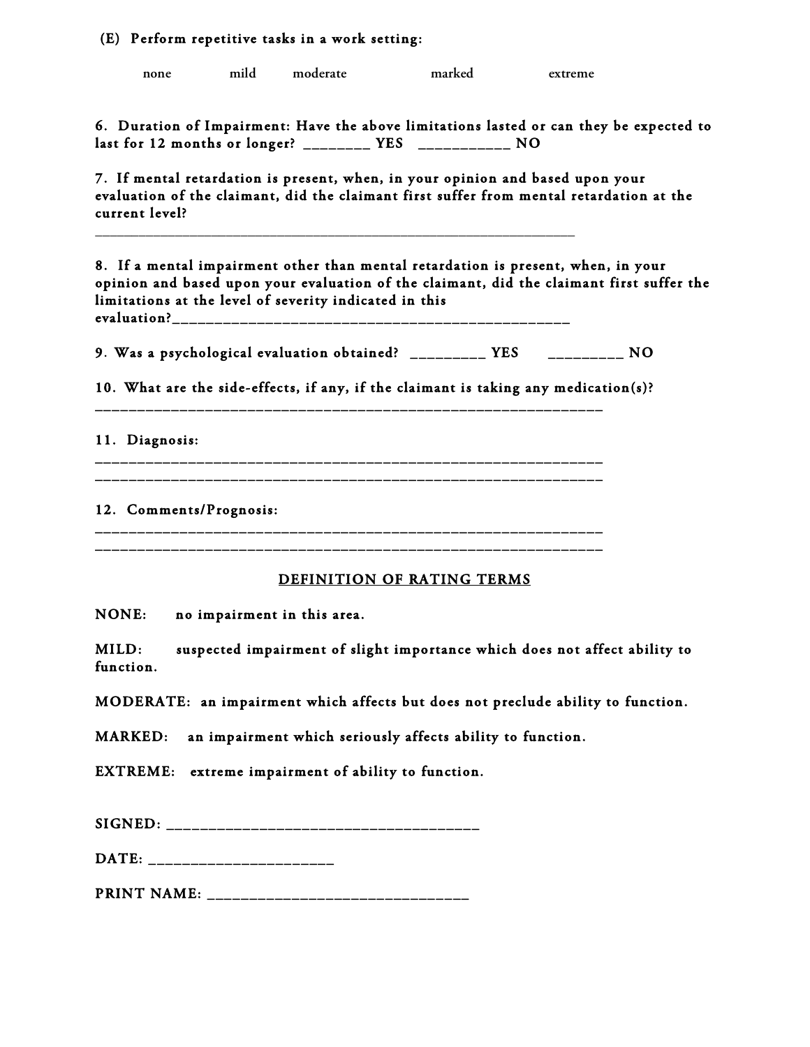**(E) Perform repetitive tasks in a work setting:**

none mild moderate marked extreme

**6. Duration of Impairment: Have the above limitations lasted or can they be expected to last for 12 months or longer? ________ YES ___________ NO**

**7. If mental retardation is present, when, in your opinion and based upon your evaluation of the claimant, did the claimant first suffer from mental retardation at the current level?**

______________________________________________________________

**8. If a mental impairment other than mental retardation is present, when, in your opinion and based upon your evaluation of the claimant, did the claimant first suffer the limitations at the level of severity indicated in this evaluation?**______________________________________________

**9. Was a psychological evaluation obtained? _________ YES _________ NO**

**10. What are the side-effects, if any, if the claimant is taking any medication(s)?**

______________________________________________________________

**11. Diagnosis:**

______________________________________________________________
______________________________________________________________

**12. Comments/Prognosis:**

______________________________________________________________
______________________________________________________________

## DEFINITION OF RATING TERMS

**NONE:** no impairment in this area.

**MILD:** suspected impairment of slight importance which does not affect ability to function.

**MODERATE:** an impairment which affects but does not preclude ability to function.

**MARKED:** an impairment which seriously affects ability to function.

**EXTREME:** extreme impairment of ability to function.

**SIGNED:** _____________________________________

**DATE:** ______________________

**PRINT NAME:** _______________________________